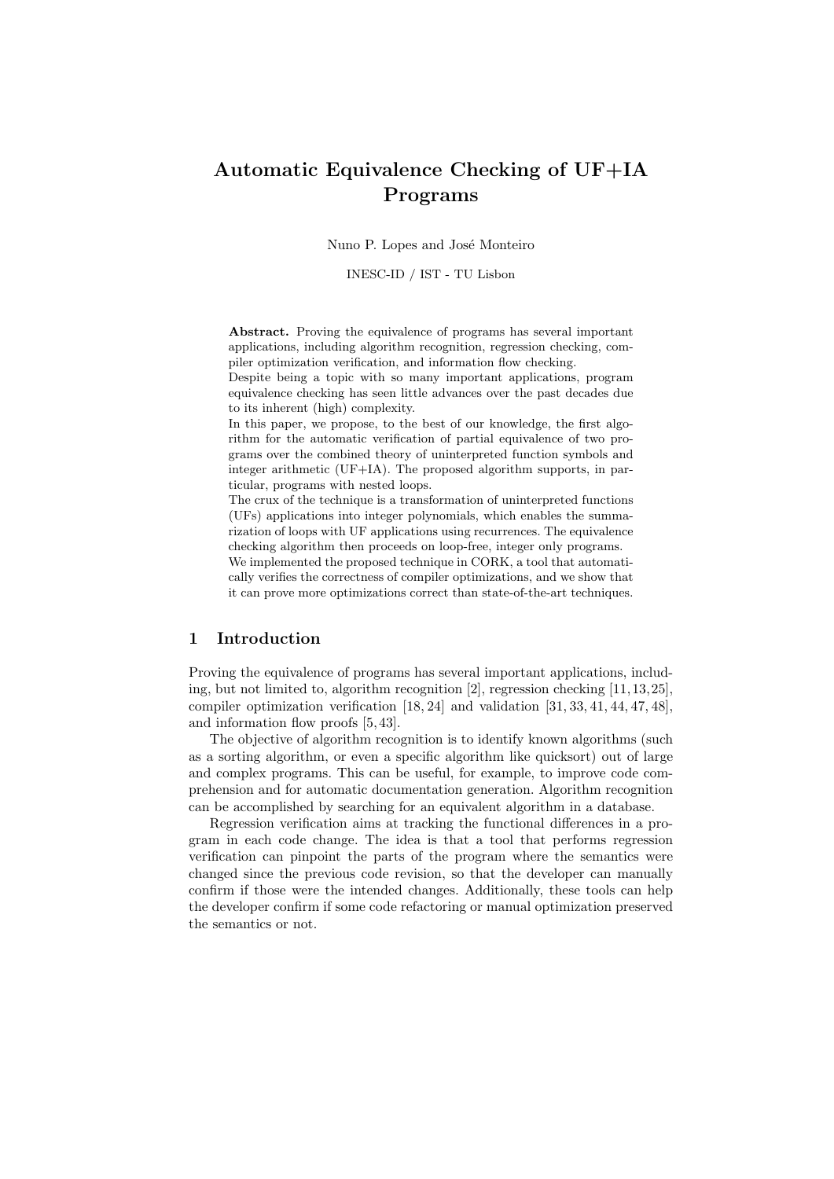# Automatic Equivalence Checking of UF+IA Programs

Nuno P. Lopes and José Monteiro

INESC-ID / IST - TU Lisbon

**Abstract.** Proving the equivalence of programs has several important applications, including algorithm recognition, regression checking, compiler optimization verification, and information flow checking.
Despite being a topic with so many important applications, program equivalence checking has seen little advances over the past decades due to its inherent (high) complexity.
In this paper, we propose, to the best of our knowledge, the first algorithm for the automatic verification of partial equivalence of two programs over the combined theory of uninterpreted function symbols and integer arithmetic (UF+IA). The proposed algorithm supports, in particular, programs with nested loops.
The crux of the technique is a transformation of uninterpreted functions (UFs) applications into integer polynomials, which enables the summarization of loops with UF applications using recurrences. The equivalence checking algorithm then proceeds on loop-free, integer only programs.
We implemented the proposed technique in CORK, a tool that automatically verifies the correctness of compiler optimizations, and we show that it can prove more optimizations correct than state-of-the-art techniques.

## 1 Introduction

Proving the equivalence of programs has several important applications, including, but not limited to, algorithm recognition [2], regression checking [11, 13, 25], compiler optimization verification [18, 24] and validation [31, 33, 41, 44, 47, 48], and information flow proofs [5, 43].

The objective of algorithm recognition is to identify known algorithms (such as a sorting algorithm, or even a specific algorithm like quicksort) out of large and complex programs. This can be useful, for example, to improve code comprehension and for automatic documentation generation. Algorithm recognition can be accomplished by searching for an equivalent algorithm in a database.

Regression verification aims at tracking the functional differences in a program in each code change. The idea is that a tool that performs regression verification can pinpoint the parts of the program where the semantics were changed since the previous code revision, so that the developer can manually confirm if those were the intended changes. Additionally, these tools can help the developer confirm if some code refactoring or manual optimization preserved the semantics or not.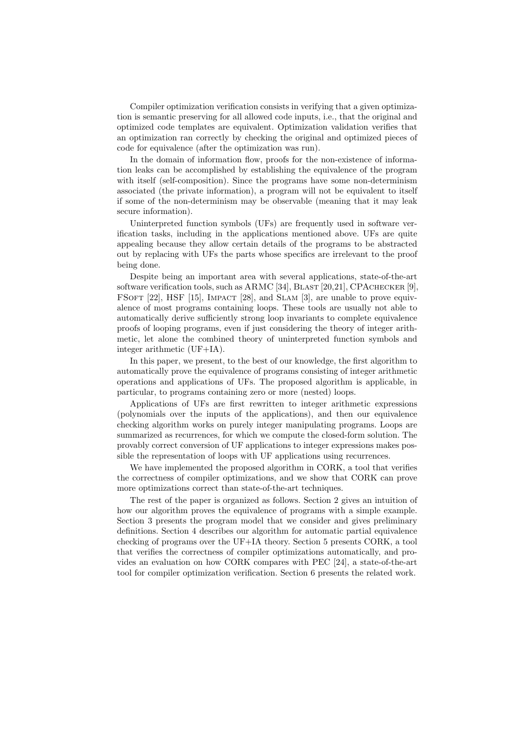Compiler optimization verification consists in verifying that a given optimization is semantic preserving for all allowed code inputs, i.e., that the original and optimized code templates are equivalent. Optimization validation verifies that an optimization ran correctly by checking the original and optimized pieces of code for equivalence (after the optimization was run).

In the domain of information flow, proofs for the non-existence of information leaks can be accomplished by establishing the equivalence of the program with itself (self-composition). Since the programs have some non-determinism associated (the private information), a program will not be equivalent to itself if some of the non-determinism may be observable (meaning that it may leak secure information).

Uninterpreted function symbols (UFs) are frequently used in software verification tasks, including in the applications mentioned above. UFs are quite appealing because they allow certain details of the programs to be abstracted out by replacing with UFs the parts whose specifics are irrelevant to the proof being done.

Despite being an important area with several applications, state-of-the-art software verification tools, such as ARMC [34], Blast [20,21], CPAchecker [9], FSoft [22], HSF [15], Impact [28], and Slam [3], are unable to prove equivalence of most programs containing loops. These tools are usually not able to automatically derive sufficiently strong loop invariants to complete equivalence proofs of looping programs, even if just considering the theory of integer arithmetic, let alone the combined theory of uninterpreted function symbols and integer arithmetic (UF+IA).

In this paper, we present, to the best of our knowledge, the first algorithm to automatically prove the equivalence of programs consisting of integer arithmetic operations and applications of UFs. The proposed algorithm is applicable, in particular, to programs containing zero or more (nested) loops.

Applications of UFs are first rewritten to integer arithmetic expressions (polynomials over the inputs of the applications), and then our equivalence checking algorithm works on purely integer manipulating programs. Loops are summarized as recurrences, for which we compute the closed-form solution. The provably correct conversion of UF applications to integer expressions makes possible the representation of loops with UF applications using recurrences.

We have implemented the proposed algorithm in CORK, a tool that verifies the correctness of compiler optimizations, and we show that CORK can prove more optimizations correct than state-of-the-art techniques.

The rest of the paper is organized as follows. Section 2 gives an intuition of how our algorithm proves the equivalence of programs with a simple example. Section 3 presents the program model that we consider and gives preliminary definitions. Section 4 describes our algorithm for automatic partial equivalence checking of programs over the UF+IA theory. Section 5 presents CORK, a tool that verifies the correctness of compiler optimizations automatically, and provides an evaluation on how CORK compares with PEC [24], a state-of-the-art tool for compiler optimization verification. Section 6 presents the related work.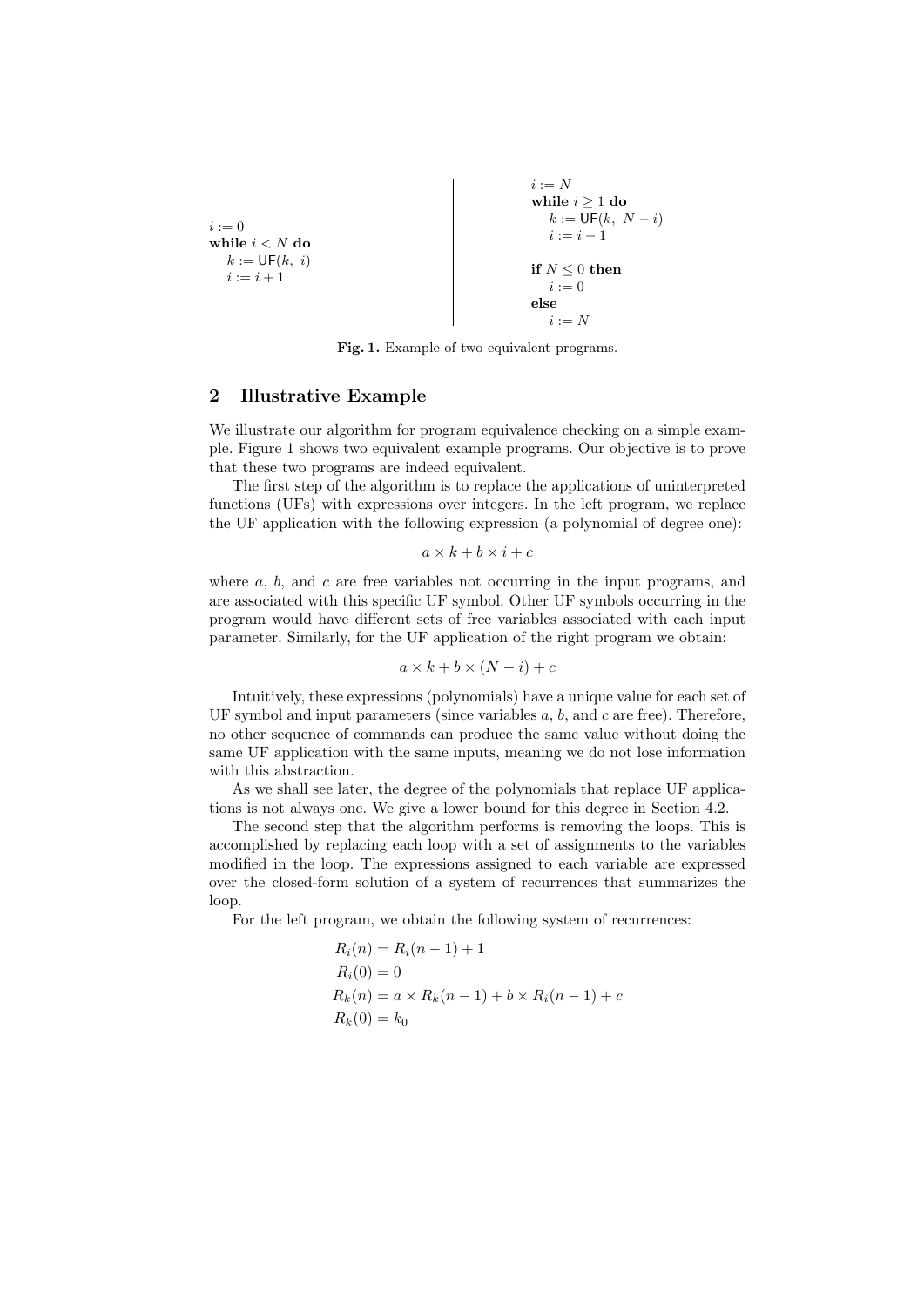```
i := 0
while i < N do
    k := UF(k, i)
    i := i + 1
```

```
i := N
while i ≥ 1 do
    k := UF(k, N − i)
    i := i − 1

if N ≤ 0 then
    i := 0
else
    i := N
```

**Fig. 1.** Example of two equivalent programs.

## 2 Illustrative Example

We illustrate our algorithm for program equivalence checking on a simple example. Figure 1 shows two equivalent example programs. Our objective is to prove that these two programs are indeed equivalent.

The first step of the algorithm is to replace the applications of uninterpreted functions (UFs) with expressions over integers. In the left program, we replace the UF application with the following expression (a polynomial of degree one):

$$a \times k + b \times i + c$$

where $a$, $b$, and $c$ are free variables not occurring in the input programs, and are associated with this specific UF symbol. Other UF symbols occurring in the program would have different sets of free variables associated with each input parameter. Similarly, for the UF application of the right program we obtain:

$$a \times k + b \times (N - i) + c$$

Intuitively, these expressions (polynomials) have a unique value for each set of UF symbol and input parameters (since variables $a$, $b$, and $c$ are free). Therefore, no other sequence of commands can produce the same value without doing the same UF application with the same inputs, meaning we do not lose information with this abstraction.

As we shall see later, the degree of the polynomials that replace UF applications is not always one. We give a lower bound for this degree in Section 4.2.

The second step that the algorithm performs is removing the loops. This is accomplished by replacing each loop with a set of assignments to the variables modified in the loop. The expressions assigned to each variable are expressed over the closed-form solution of a system of recurrences that summarizes the loop.

For the left program, we obtain the following system of recurrences:

$$
\begin{aligned}
R_i(n) &= R_i(n-1) + 1 \\
R_i(0) &= 0 \\
R_k(n) &= a \times R_k(n-1) + b \times R_i(n-1) + c \\
R_k(0) &= k_0
\end{aligned}
$$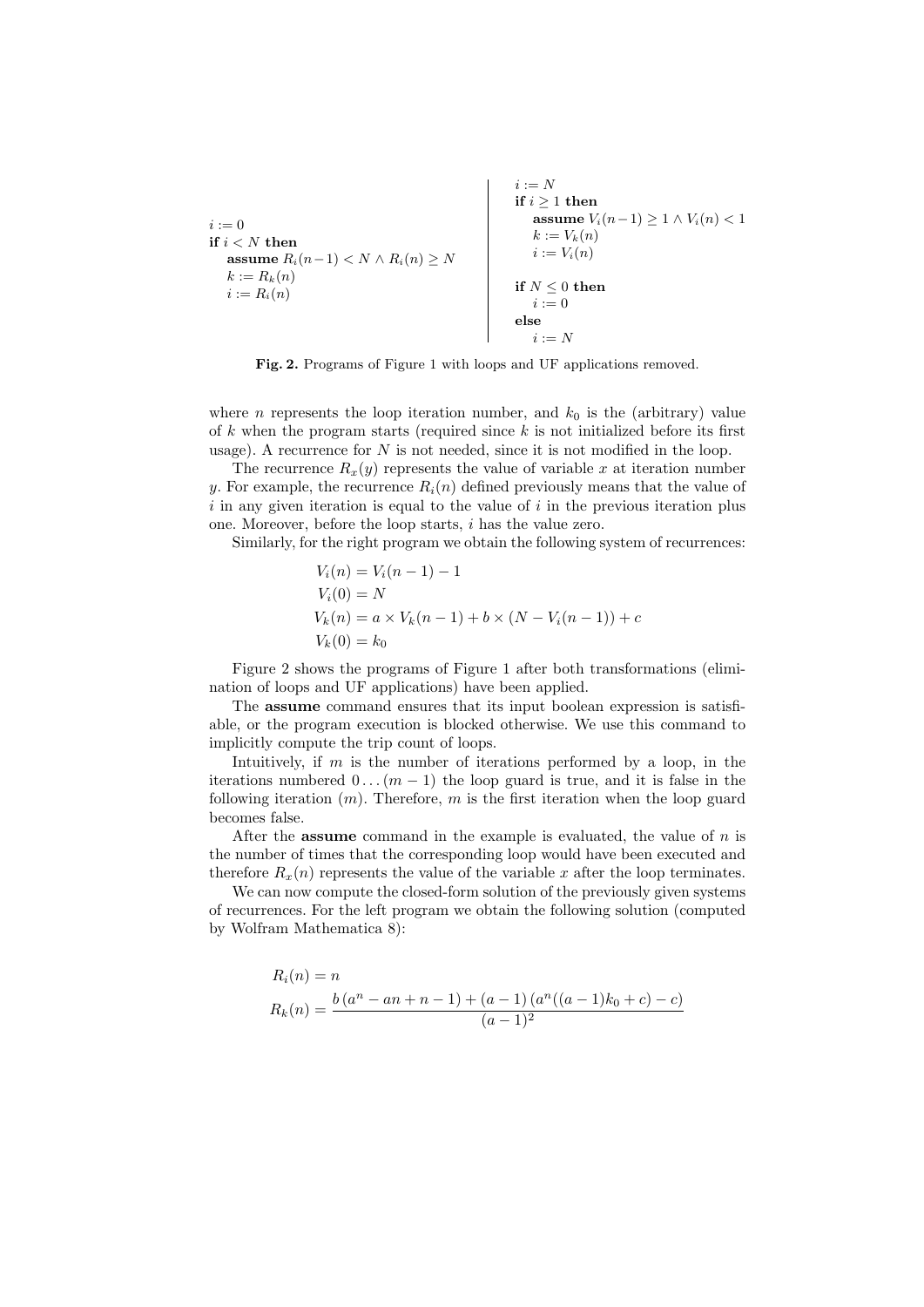```
i := 0
if i < N then
   assume R_i(n−1) < N ∧ R_i(n) ≥ N
   k := R_k(n)
   i := R_i(n)
```

```
i := N
if i ≥ 1 then
   assume V_i(n−1) ≥ 1 ∧ V_i(n) < 1
   k := V_k(n)
   i := V_i(n)

if N ≤ 0 then
   i := 0
else
   i := N
```

**Fig. 2.** Programs of Figure 1 with loops and UF applications removed.

where $n$ represents the loop iteration number, and $k_0$ is the (arbitrary) value of $k$ when the program starts (required since $k$ is not initialized before its first usage). A recurrence for $N$ is not needed, since it is not modified in the loop.

The recurrence $R_x(y)$ represents the value of variable $x$ at iteration number $y$. For example, the recurrence $R_i(n)$ defined previously means that the value of $i$ in any given iteration is equal to the value of $i$ in the previous iteration plus one. Moreover, before the loop starts, $i$ has the value zero.

Similarly, for the right program we obtain the following system of recurrences:

$$
\begin{aligned}
V_i(n) &= V_i(n-1) - 1 \\
V_i(0) &= N \\
V_k(n) &= a \times V_k(n-1) + b \times (N - V_i(n-1)) + c \\
V_k(0) &= k_0
\end{aligned}
$$

Figure 2 shows the programs of Figure 1 after both transformations (elimination of loops and UF applications) have been applied.

The **assume** command ensures that its input boolean expression is satisfiable, or the program execution is blocked otherwise. We use this command to implicitly compute the trip count of loops.

Intuitively, if $m$ is the number of iterations performed by a loop, in the iterations numbered $0 \ldots (m-1)$ the loop guard is true, and it is false in the following iteration ($m$). Therefore, $m$ is the first iteration when the loop guard becomes false.

After the **assume** command in the example is evaluated, the value of $n$ is the number of times that the corresponding loop would have been executed and therefore $R_x(n)$ represents the value of the variable $x$ after the loop terminates.

We can now compute the closed-form solution of the previously given systems of recurrences. For the left program we obtain the following solution (computed by Wolfram Mathematica 8):

$$
\begin{aligned}
R_i(n) &= n \\
R_k(n) &= \frac{b\left(a^n - an + n - 1\right) + (a-1)\left(a^n((a-1)k_0 + c) - c\right)}{(a-1)^2}
\end{aligned}
$$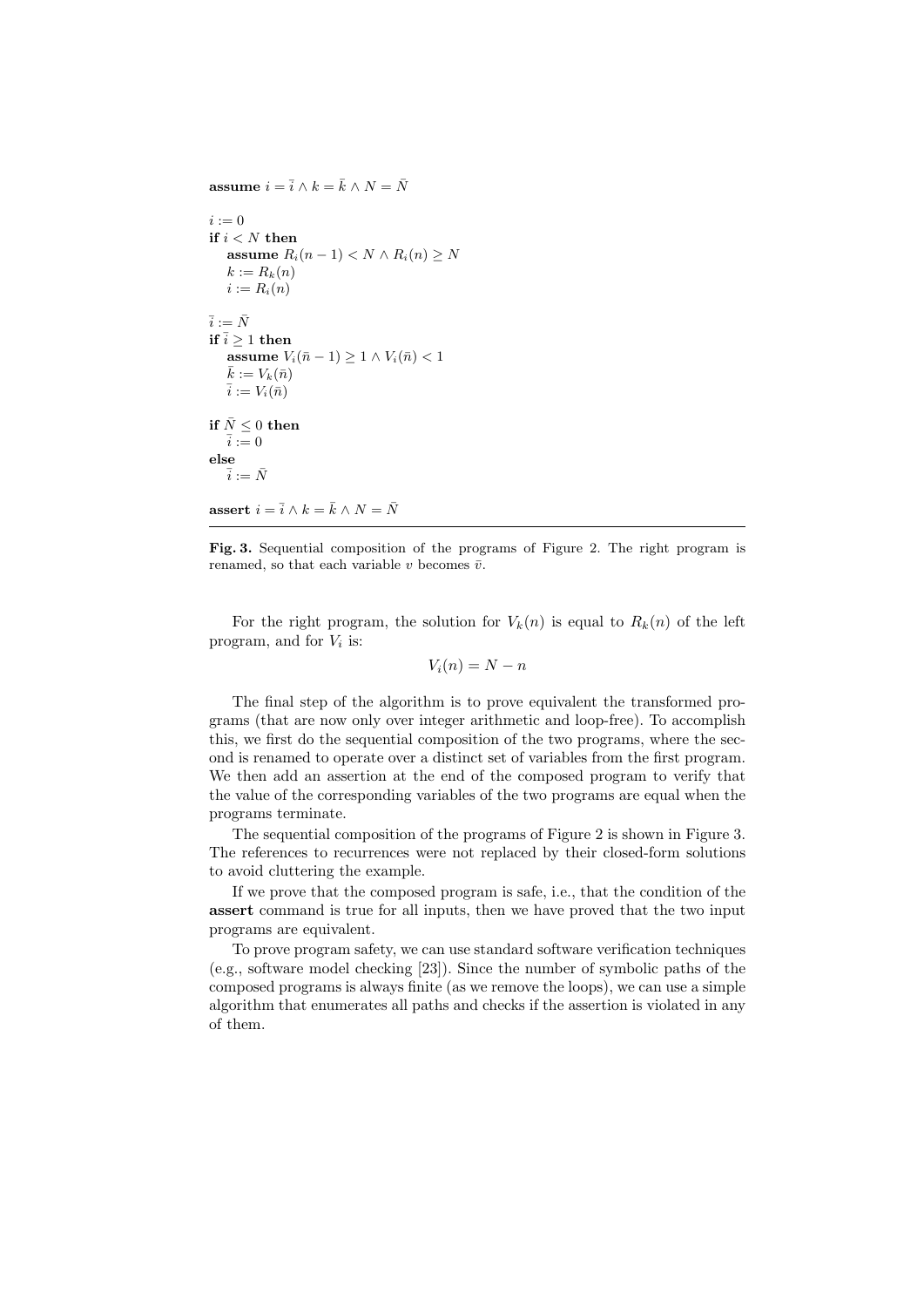```
assume i = ī ∧ k = k̄ ∧ N = N̄

i := 0
if i < N then
   assume R_i(n − 1) < N ∧ R_i(n) ≥ N
   k := R_k(n)
   i := R_i(n)

ī := N̄
if ī ≥ 1 then
   assume V_i(n̄ − 1) ≥ 1 ∧ V_i(n̄) < 1
   k̄ := V_k(n̄)
   ī := V_i(n̄)

if N̄ ≤ 0 then
   ī := 0
else
   ī := N̄

assert i = ī ∧ k = k̄ ∧ N = N̄
```

**Fig. 3.** Sequential composition of the programs of Figure 2. The right program is renamed, so that each variable $v$ becomes $\bar{v}$.

For the right program, the solution for $V_k(n)$ is equal to $R_k(n)$ of the left program, and for $V_i$ is:

$$V_i(n) = N - n$$

The final step of the algorithm is to prove equivalent the transformed programs (that are now only over integer arithmetic and loop-free). To accomplish this, we first do the sequential composition of the two programs, where the second is renamed to operate over a distinct set of variables from the first program. We then add an assertion at the end of the composed program to verify that the value of the corresponding variables of the two programs are equal when the programs terminate.

The sequential composition of the programs of Figure 2 is shown in Figure 3. The references to recurrences were not replaced by their closed-form solutions to avoid cluttering the example.

If we prove that the composed program is safe, i.e., that the condition of the **assert** command is true for all inputs, then we have proved that the two input programs are equivalent.

To prove program safety, we can use standard software verification techniques (e.g., software model checking [23]). Since the number of symbolic paths of the composed programs is always finite (as we remove the loops), we can use a simple algorithm that enumerates all paths and checks if the assertion is violated in any of them.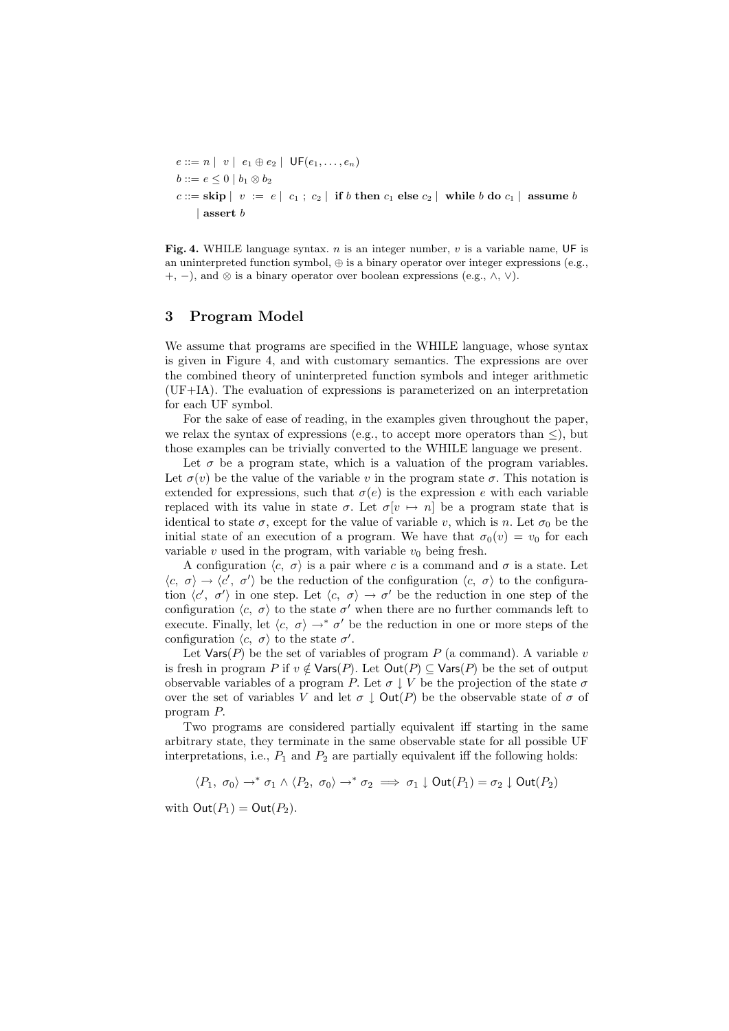$$
\begin{aligned}
e &::= n \mid v \mid e_1 \oplus e_2 \mid \mathsf{UF}(e_1, \ldots, e_n) \\
b &::= e \leq 0 \mid b_1 \otimes b_2 \\
c &::= \textbf{skip} \mid v := e \mid c_1 \,;\, c_2 \mid \textbf{if } b \textbf{ then } c_1 \textbf{ else } c_2 \mid \textbf{while } b \textbf{ do } c_1 \mid \textbf{assume } b \\
&\quad \mid \textbf{assert } b
\end{aligned}
$$

**Fig. 4.** WHILE language syntax. $n$ is an integer number, $v$ is a variable name, $\mathsf{UF}$ is an uninterpreted function symbol, $\oplus$ is a binary operator over integer expressions (e.g., $+$, $-$), and $\otimes$ is a binary operator over boolean expressions (e.g., $\wedge$, $\vee$).

## 3 Program Model

We assume that programs are specified in the WHILE language, whose syntax is given in Figure 4, and with customary semantics. The expressions are over the combined theory of uninterpreted function symbols and integer arithmetic (UF+IA). The evaluation of expressions is parameterized on an interpretation for each UF symbol.

For the sake of ease of reading, in the examples given throughout the paper, we relax the syntax of expressions (e.g., to accept more operators than $\leq$), but those examples can be trivially converted to the WHILE language we present.

Let $\sigma$ be a program state, which is a valuation of the program variables. Let $\sigma(v)$ be the value of the variable $v$ in the program state $\sigma$. This notation is extended for expressions, such that $\sigma(e)$ is the expression $e$ with each variable replaced with its value in state $\sigma$. Let $\sigma[v \mapsto n]$ be a program state that is identical to state $\sigma$, except for the value of variable $v$, which is $n$. Let $\sigma_0$ be the initial state of an execution of a program. We have that $\sigma_0(v) = v_0$ for each variable $v$ used in the program, with variable $v_0$ being fresh.

A configuration $\langle c,\ \sigma \rangle$ is a pair where $c$ is a command and $\sigma$ is a state. Let $\langle c,\ \sigma \rangle \rightarrow \langle c',\ \sigma' \rangle$ be the reduction of the configuration $\langle c,\ \sigma \rangle$ to the configuration $\langle c',\ \sigma' \rangle$ in one step. Let $\langle c,\ \sigma \rangle \rightarrow \sigma'$ be the reduction in one step of the configuration $\langle c,\ \sigma \rangle$ to the state $\sigma'$ when there are no further commands left to execute. Finally, let $\langle c,\ \sigma \rangle \rightarrow^* \sigma'$ be the reduction in one or more steps of the configuration $\langle c,\ \sigma \rangle$ to the state $\sigma'$.

Let $\mathsf{Vars}(P)$ be the set of variables of program $P$ (a command). A variable $v$ is fresh in program $P$ if $v \notin \mathsf{Vars}(P)$. Let $\mathsf{Out}(P) \subseteq \mathsf{Vars}(P)$ be the set of output observable variables of a program $P$. Let $\sigma \downarrow V$ be the projection of the state $\sigma$ over the set of variables $V$ and let $\sigma \downarrow \mathsf{Out}(P)$ be the observable state of $\sigma$ of program $P$.

Two programs are considered partially equivalent iff starting in the same arbitrary state, they terminate in the same observable state for all possible UF interpretations, i.e., $P_1$ and $P_2$ are partially equivalent iff the following holds:

$$
\langle P_1,\ \sigma_0 \rangle \rightarrow^* \sigma_1 \wedge \langle P_2,\ \sigma_0 \rangle \rightarrow^* \sigma_2 \implies \sigma_1 \downarrow \mathsf{Out}(P_1) = \sigma_2 \downarrow \mathsf{Out}(P_2)
$$

with $\mathsf{Out}(P_1) = \mathsf{Out}(P_2)$.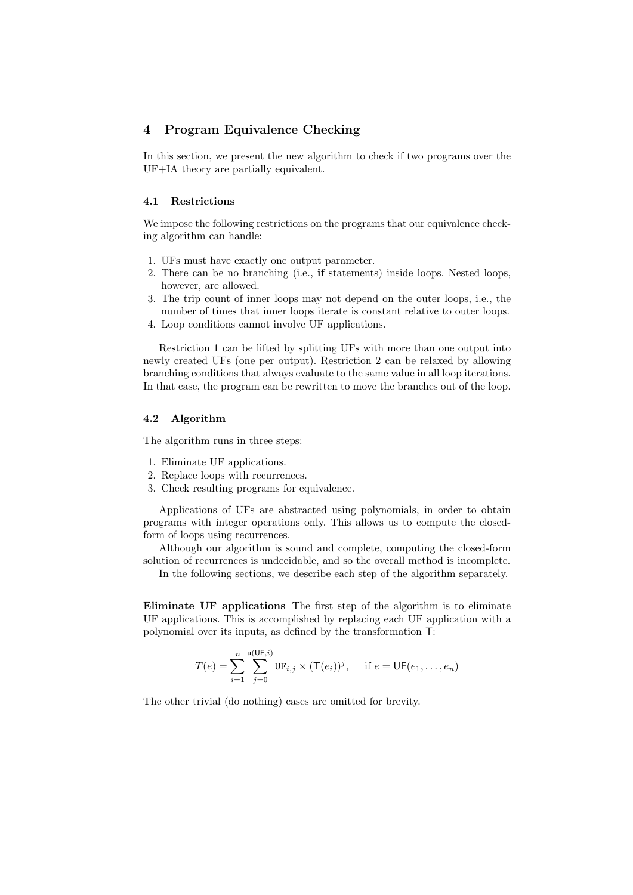## 4 Program Equivalence Checking

In this section, we present the new algorithm to check if two programs over the UF+IA theory are partially equivalent.

### 4.1 Restrictions

We impose the following restrictions on the programs that our equivalence checking algorithm can handle:

1. UFs must have exactly one output parameter.
2. There can be no branching (i.e., **if** statements) inside loops. Nested loops, however, are allowed.
3. The trip count of inner loops may not depend on the outer loops, i.e., the number of times that inner loops iterate is constant relative to outer loops.
4. Loop conditions cannot involve UF applications.

Restriction 1 can be lifted by splitting UFs with more than one output into newly created UFs (one per output). Restriction 2 can be relaxed by allowing branching conditions that always evaluate to the same value in all loop iterations. In that case, the program can be rewritten to move the branches out of the loop.

### 4.2 Algorithm

The algorithm runs in three steps:

1. Eliminate UF applications.
2. Replace loops with recurrences.
3. Check resulting programs for equivalence.

Applications of UFs are abstracted using polynomials, in order to obtain programs with integer operations only. This allows us to compute the closed-form of loops using recurrences.

Although our algorithm is sound and complete, computing the closed-form solution of recurrences is undecidable, and so the overall method is incomplete.

In the following sections, we describe each step of the algorithm separately.

**Eliminate UF applications** The first step of the algorithm is to eliminate UF applications. This is accomplished by replacing each UF application with a polynomial over its inputs, as defined by the transformation $\mathsf{T}$:

$$T(e) = \sum_{i=1}^{n} \sum_{j=0}^{\mathsf{u}(\mathsf{UF},i)} \mathtt{UF}_{i,j} \times (\mathsf{T}(e_i))^j, \quad \text{if } e = \mathsf{UF}(e_1, \ldots, e_n)$$

The other trivial (do nothing) cases are omitted for brevity.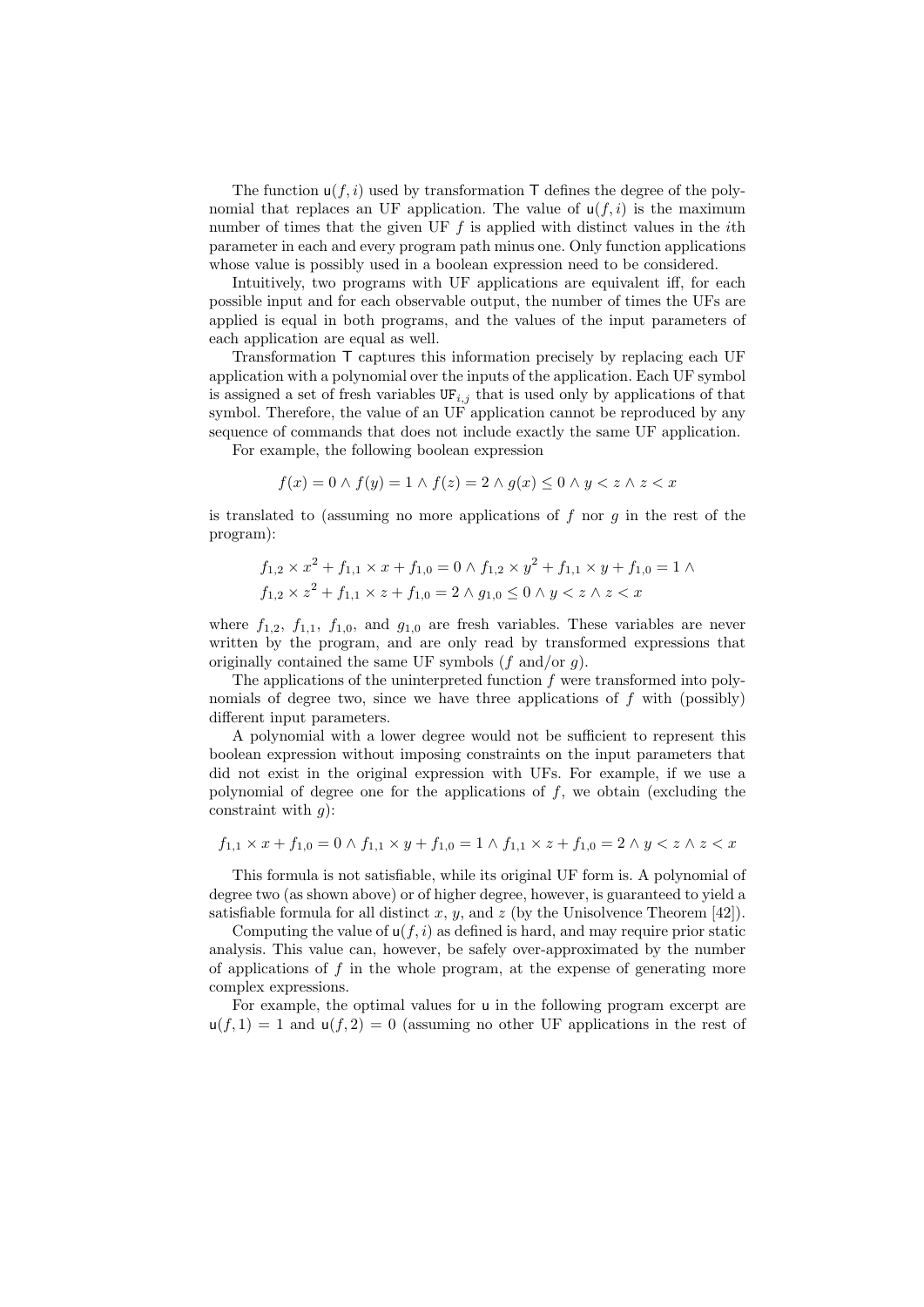The function $\mathsf{u}(f, i)$ used by transformation $\mathsf{T}$ defines the degree of the polynomial that replaces an UF application. The value of $\mathsf{u}(f, i)$ is the maximum number of times that the given UF $f$ is applied with distinct values in the $i$th parameter in each and every program path minus one. Only function applications whose value is possibly used in a boolean expression need to be considered.

Intuitively, two programs with UF applications are equivalent iff, for each possible input and for each observable output, the number of times the UFs are applied is equal in both programs, and the values of the input parameters of each application are equal as well.

Transformation $\mathsf{T}$ captures this information precisely by replacing each UF application with a polynomial over the inputs of the application. Each UF symbol is assigned a set of fresh variables $\mathtt{UF}_{i,j}$ that is used only by applications of that symbol. Therefore, the value of an UF application cannot be reproduced by any sequence of commands that does not include exactly the same UF application.

For example, the following boolean expression

$$f(x) = 0 \wedge f(y) = 1 \wedge f(z) = 2 \wedge g(x) \leq 0 \wedge y < z \wedge z < x$$

is translated to (assuming no more applications of $f$ nor $g$ in the rest of the program):

$$\begin{aligned}&f_{1,2} \times x^2 + f_{1,1} \times x + f_{1,0} = 0 \wedge f_{1,2} \times y^2 + f_{1,1} \times y + f_{1,0} = 1 \wedge \\ &f_{1,2} \times z^2 + f_{1,1} \times z + f_{1,0} = 2 \wedge g_{1,0} \leq 0 \wedge y < z \wedge z < x\end{aligned}$$

where $f_{1,2}$, $f_{1,1}$, $f_{1,0}$, and $g_{1,0}$ are fresh variables. These variables are never written by the program, and are only read by transformed expressions that originally contained the same UF symbols ($f$ and/or $g$).

The applications of the uninterpreted function $f$ were transformed into polynomials of degree two, since we have three applications of $f$ with (possibly) different input parameters.

A polynomial with a lower degree would not be sufficient to represent this boolean expression without imposing constraints on the input parameters that did not exist in the original expression with UFs. For example, if we use a polynomial of degree one for the applications of $f$, we obtain (excluding the constraint with $g$):

$$f_{1,1} \times x + f_{1,0} = 0 \wedge f_{1,1} \times y + f_{1,0} = 1 \wedge f_{1,1} \times z + f_{1,0} = 2 \wedge y < z \wedge z < x$$

This formula is not satisfiable, while its original UF form is. A polynomial of degree two (as shown above) or of higher degree, however, is guaranteed to yield a satisfiable formula for all distinct $x$, $y$, and $z$ (by the Unisolvence Theorem [42]).

Computing the value of $\mathsf{u}(f, i)$ as defined is hard, and may require prior static analysis. This value can, however, be safely over-approximated by the number of applications of $f$ in the whole program, at the expense of generating more complex expressions.

For example, the optimal values for $\mathsf{u}$ in the following program excerpt are $\mathsf{u}(f, 1) = 1$ and $\mathsf{u}(f, 2) = 0$ (assuming no other UF applications in the rest of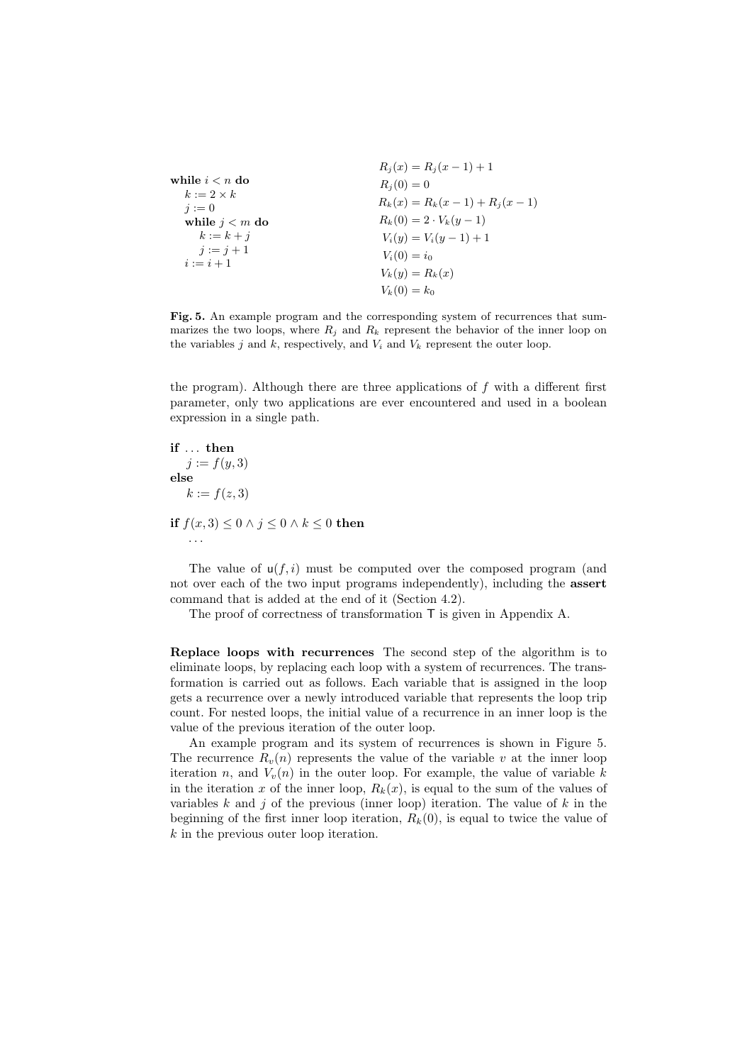```
while i < n do
   k := 2 × k
   j := 0
   while j < m do
      k := k + j
      j := j + 1
   i := i + 1
```

$$
\begin{aligned}
R_j(x) &= R_j(x-1) + 1 \\
R_j(0) &= 0 \\
R_k(x) &= R_k(x-1) + R_j(x-1) \\
R_k(0) &= 2 \cdot V_k(y-1) \\
V_i(y) &= V_i(y-1) + 1 \\
V_i(0) &= i_0 \\
V_k(y) &= R_k(x) \\
V_k(0) &= k_0
\end{aligned}
$$

**Fig. 5.** An example program and the corresponding system of recurrences that summarizes the two loops, where $R_j$ and $R_k$ represent the behavior of the inner loop on the variables $j$ and $k$, respectively, and $V_i$ and $V_k$ represent the outer loop.

the program). Although there are three applications of $f$ with a different first parameter, only two applications are ever encountered and used in a boolean expression in a single path.

```
if ... then
   j := f(y, 3)
else
   k := f(z, 3)

if f(x, 3) ≤ 0 ∧ j ≤ 0 ∧ k ≤ 0 then
   ...
```

The value of $\mathsf{u}(f, i)$ must be computed over the composed program (and not over each of the two input programs independently), including the **assert** command that is added at the end of it (Section 4.2).

The proof of correctness of transformation $\mathsf{T}$ is given in Appendix A.

**Replace loops with recurrences** The second step of the algorithm is to eliminate loops, by replacing each loop with a system of recurrences. The transformation is carried out as follows. Each variable that is assigned in the loop gets a recurrence over a newly introduced variable that represents the loop trip count. For nested loops, the initial value of a recurrence in an inner loop is the value of the previous iteration of the outer loop.

An example program and its system of recurrences is shown in Figure 5. The recurrence $R_v(n)$ represents the value of the variable $v$ at the inner loop iteration $n$, and $V_v(n)$ in the outer loop. For example, the value of variable $k$ in the iteration $x$ of the inner loop, $R_k(x)$, is equal to the sum of the values of variables $k$ and $j$ of the previous (inner loop) iteration. The value of $k$ in the beginning of the first inner loop iteration, $R_k(0)$, is equal to twice the value of $k$ in the previous outer loop iteration.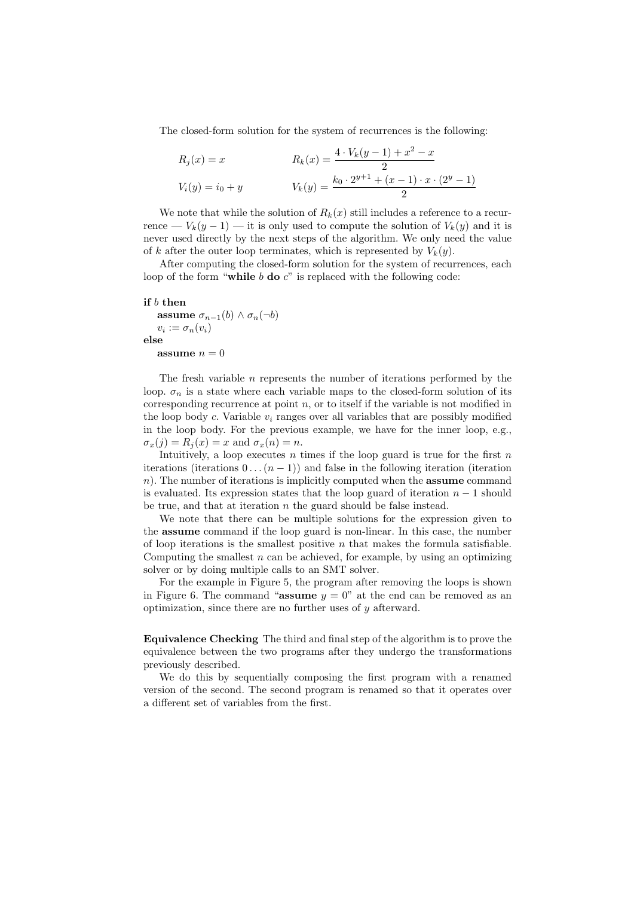The closed-form solution for the system of recurrences is the following:

$$R_j(x) = x \qquad R_k(x) = \frac{4 \cdot V_k(y-1) + x^2 - x}{2}$$

$$V_i(y) = i_0 + y \qquad V_k(y) = \frac{k_0 \cdot 2^{y+1} + (x-1) \cdot x \cdot (2^y - 1)}{2}$$

We note that while the solution of $R_k(x)$ still includes a reference to a recurrence — $V_k(y-1)$ — it is only used to compute the solution of $V_k(y)$ and it is never used directly by the next steps of the algorithm. We only need the value of $k$ after the outer loop terminates, which is represented by $V_k(y)$.

After computing the closed-form solution for the system of recurrences, each loop of the form "**while** $b$ **do** $c$" is replaced with the following code:

**if** $b$ **then**
  **assume** $\sigma_{n-1}(b) \wedge \sigma_n(\neg b)$
  $v_i := \sigma_n(v_i)$
**else**
  **assume** $n = 0$

The fresh variable $n$ represents the number of iterations performed by the loop. $\sigma_n$ is a state where each variable maps to the closed-form solution of its corresponding recurrence at point $n$, or to itself if the variable is not modified in the loop body $c$. Variable $v_i$ ranges over all variables that are possibly modified in the loop body. For the previous example, we have for the inner loop, e.g., $\sigma_x(j) = R_j(x) = x$ and $\sigma_x(n) = n$.

Intuitively, a loop executes $n$ times if the loop guard is true for the first $n$ iterations (iterations $0 \ldots (n-1)$) and false in the following iteration (iteration $n$). The number of iterations is implicitly computed when the **assume** command is evaluated. Its expression states that the loop guard of iteration $n-1$ should be true, and that at iteration $n$ the guard should be false instead.

We note that there can be multiple solutions for the expression given to the **assume** command if the loop guard is non-linear. In this case, the number of loop iterations is the smallest positive $n$ that makes the formula satisfiable. Computing the smallest $n$ can be achieved, for example, by using an optimizing solver or by doing multiple calls to an SMT solver.

For the example in Figure 5, the program after removing the loops is shown in Figure 6. The command "**assume** $y = 0$" at the end can be removed as an optimization, since there are no further uses of $y$ afterward.

**Equivalence Checking** The third and final step of the algorithm is to prove the equivalence between the two programs after they undergo the transformations previously described.

We do this by sequentially composing the first program with a renamed version of the second. The second program is renamed so that it operates over a different set of variables from the first.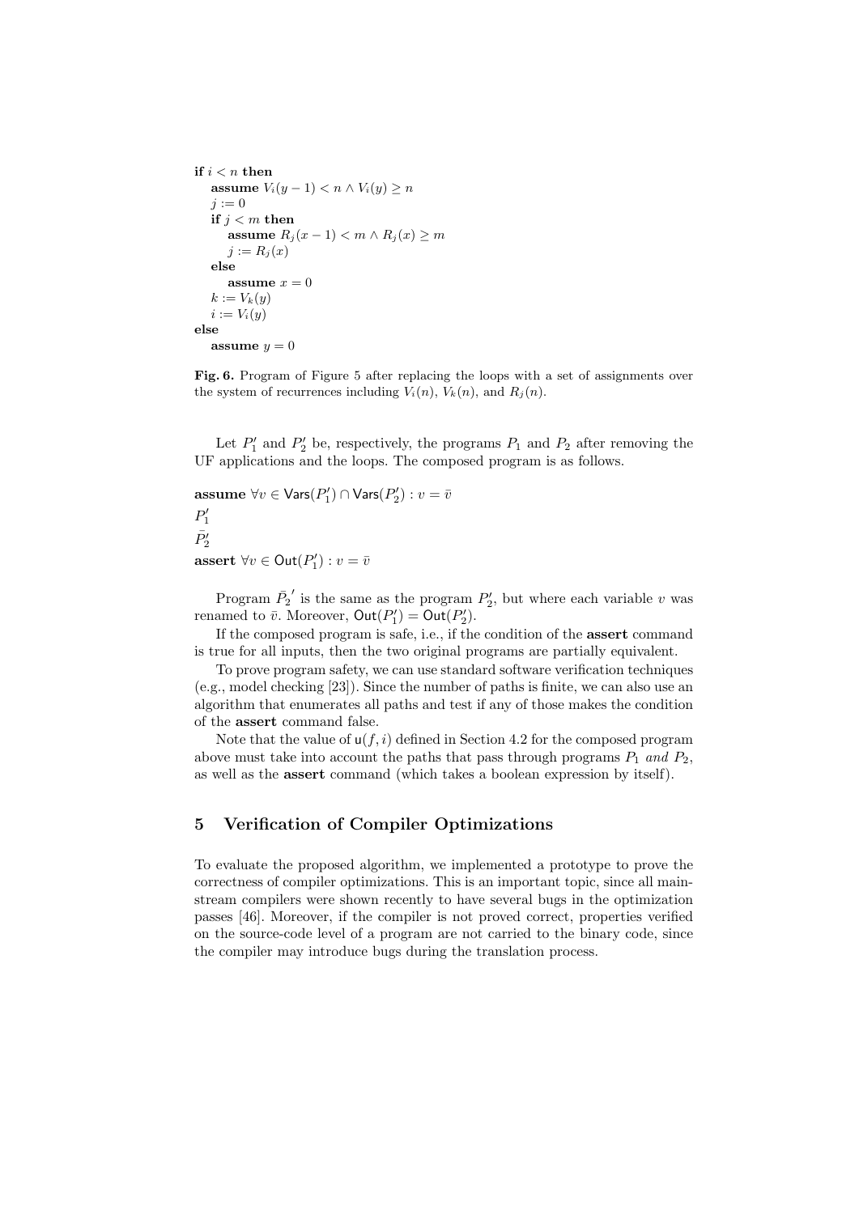```
if i < n then
   assume V_i(y − 1) < n ∧ V_i(y) ≥ n
   j := 0
   if j < m then
      assume R_j(x − 1) < m ∧ R_j(x) ≥ m
      j := R_j(x)
   else
      assume x = 0
   k := V_k(y)
   i := V_i(y)
else
   assume y = 0
```

**Fig. 6.** Program of Figure 5 after replacing the loops with a set of assignments over the system of recurrences including $V_i(n)$, $V_k(n)$, and $R_j(n)$.

Let $P_1'$ and $P_2'$ be, respectively, the programs $P_1$ and $P_2$ after removing the UF applications and the loops. The composed program is as follows.

**assume** $\forall v \in \mathsf{Vars}(P_1') \cap \mathsf{Vars}(P_2') : v = \bar{v}$
$P_1'$
$\bar{P_2'}$
**assert** $\forall v \in \mathsf{Out}(P_1') : v = \bar{v}$

Program $\bar{P_2}'$ is the same as the program $P_2'$, but where each variable $v$ was renamed to $\bar{v}$. Moreover, $\mathsf{Out}(P_1') = \mathsf{Out}(P_2')$.

If the composed program is safe, i.e., if the condition of the **assert** command is true for all inputs, then the two original programs are partially equivalent.

To prove program safety, we can use standard software verification techniques (e.g., model checking [23]). Since the number of paths is finite, we can also use an algorithm that enumerates all paths and test if any of those makes the condition of the **assert** command false.

Note that the value of $\mathsf{u}(f, i)$ defined in Section 4.2 for the composed program above must take into account the paths that pass through programs $P_1$ *and* $P_2$, as well as the **assert** command (which takes a boolean expression by itself).

## 5 Verification of Compiler Optimizations

To evaluate the proposed algorithm, we implemented a prototype to prove the correctness of compiler optimizations. This is an important topic, since all mainstream compilers were shown recently to have several bugs in the optimization passes [46]. Moreover, if the compiler is not proved correct, properties verified on the source-code level of a program are not carried to the binary code, since the compiler may introduce bugs during the translation process.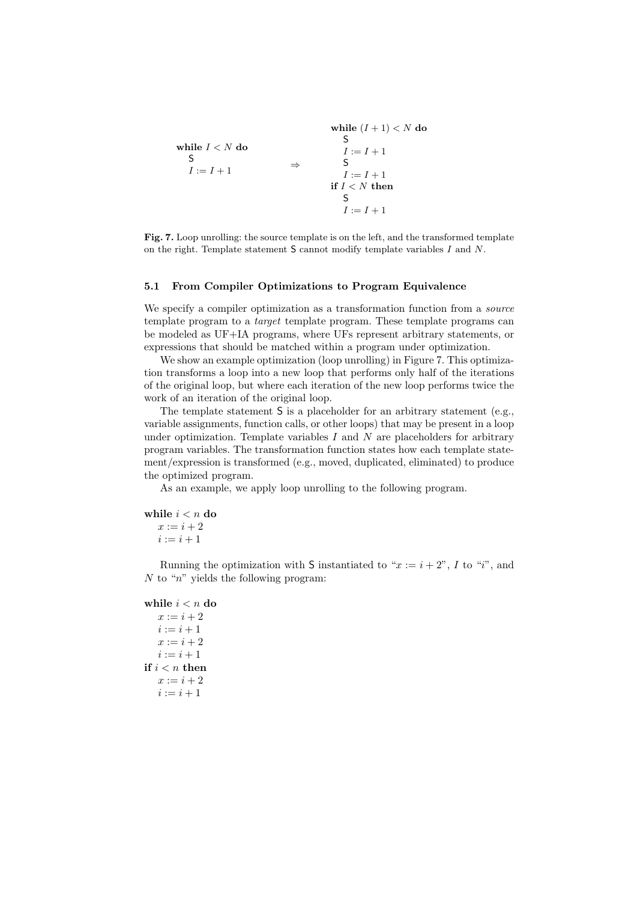```
while I < N do            ⇒      while (I + 1) < N do
    S                                  S
    I := I + 1                         I := I + 1
                                       S
                                       I := I + 1
                                   if I < N then
                                       S
                                       I := I + 1
```

**Fig. 7.** Loop unrolling: the source template is on the left, and the transformed template on the right. Template statement S cannot modify template variables $I$ and $N$.

### 5.1 From Compiler Optimizations to Program Equivalence

We specify a compiler optimization as a transformation function from a *source* template program to a *target* template program. These template programs can be modeled as UF+IA programs, where UFs represent arbitrary statements, or expressions that should be matched within a program under optimization.

We show an example optimization (loop unrolling) in Figure 7. This optimization transforms a loop into a new loop that performs only half of the iterations of the original loop, but where each iteration of the new loop performs twice the work of an iteration of the original loop.

The template statement S is a placeholder for an arbitrary statement (e.g., variable assignments, function calls, or other loops) that may be present in a loop under optimization. Template variables $I$ and $N$ are placeholders for arbitrary program variables. The transformation function states how each template statement/expression is transformed (e.g., moved, duplicated, eliminated) to produce the optimized program.

As an example, we apply loop unrolling to the following program.

```
while i < n do
    x := i + 2
    i := i + 1
```

Running the optimization with S instantiated to "$x := i + 2$", $I$ to "$i$", and $N$ to "$n$" yields the following program:

```
while i < n do
    x := i + 2
    i := i + 1
    x := i + 2
    i := i + 1
if i < n then
    x := i + 2
    i := i + 1
```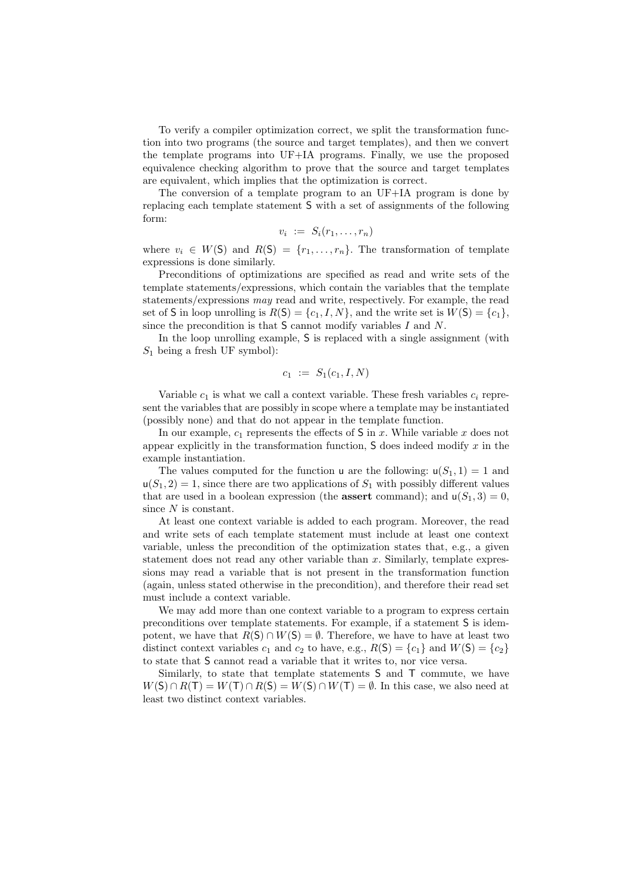To verify a compiler optimization correct, we split the transformation function into two programs (the source and target templates), and then we convert the template programs into UF+IA programs. Finally, we use the proposed equivalence checking algorithm to prove that the source and target templates are equivalent, which implies that the optimization is correct.

The conversion of a template program to an UF+IA program is done by replacing each template statement $\mathsf{S}$ with a set of assignments of the following form:

$$v_i \;:=\; S_i(r_1, \ldots, r_n)$$

where $v_i \in W(\mathsf{S})$ and $R(\mathsf{S}) = \{r_1, \ldots, r_n\}$. The transformation of template expressions is done similarly.

Preconditions of optimizations are specified as read and write sets of the template statements/expressions, which contain the variables that the template statements/expressions *may* read and write, respectively. For example, the read set of $\mathsf{S}$ in loop unrolling is $R(\mathsf{S}) = \{c_1, I, N\}$, and the write set is $W(\mathsf{S}) = \{c_1\}$, since the precondition is that $\mathsf{S}$ cannot modify variables $I$ and $N$.

In the loop unrolling example, $\mathsf{S}$ is replaced with a single assignment (with $S_1$ being a fresh UF symbol):

$$c_1 \;:=\; S_1(c_1, I, N)$$

Variable $c_1$ is what we call a context variable. These fresh variables $c_i$ represent the variables that are possibly in scope where a template may be instantiated (possibly none) and that do not appear in the template function.

In our example, $c_1$ represents the effects of $\mathsf{S}$ in $x$. While variable $x$ does not appear explicitly in the transformation function, $\mathsf{S}$ does indeed modify $x$ in the example instantiation.

The values computed for the function $\mathsf{u}$ are the following: $\mathsf{u}(S_1, 1) = 1$ and $\mathsf{u}(S_1, 2) = 1$, since there are two applications of $S_1$ with possibly different values that are used in a boolean expression (the **assert** command); and $\mathsf{u}(S_1, 3) = 0$, since $N$ is constant.

At least one context variable is added to each program. Moreover, the read and write sets of each template statement must include at least one context variable, unless the precondition of the optimization states that, e.g., a given statement does not read any other variable than $x$. Similarly, template expressions may read a variable that is not present in the transformation function (again, unless stated otherwise in the precondition), and therefore their read set must include a context variable.

We may add more than one context variable to a program to express certain preconditions over template statements. For example, if a statement $\mathsf{S}$ is idempotent, we have that $R(\mathsf{S}) \cap W(\mathsf{S}) = \emptyset$. Therefore, we have to have at least two distinct context variables $c_1$ and $c_2$ to have, e.g., $R(\mathsf{S}) = \{c_1\}$ and $W(\mathsf{S}) = \{c_2\}$ to state that $\mathsf{S}$ cannot read a variable that it writes to, nor vice versa.

Similarly, to state that template statements $\mathsf{S}$ and $\mathsf{T}$ commute, we have $W(\mathsf{S}) \cap R(\mathsf{T}) = W(\mathsf{T}) \cap R(\mathsf{S}) = W(\mathsf{S}) \cap W(\mathsf{T}) = \emptyset$. In this case, we also need at least two distinct context variables.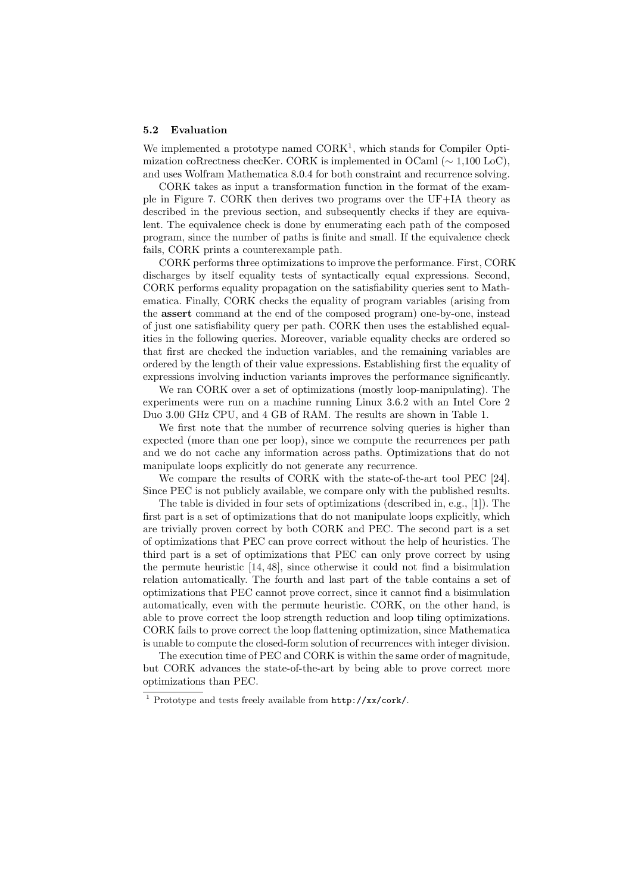### 5.2 Evaluation

We implemented a prototype named CORK[1], which stands for Compiler Optimization coRrectness checKer. CORK is implemented in OCaml ($\sim$ 1,100 LoC), and uses Wolfram Mathematica 8.0.4 for both constraint and recurrence solving.

CORK takes as input a transformation function in the format of the example in Figure 7. CORK then derives two programs over the UF+IA theory as described in the previous section, and subsequently checks if they are equivalent. The equivalence check is done by enumerating each path of the composed program, since the number of paths is finite and small. If the equivalence check fails, CORK prints a counterexample path.

CORK performs three optimizations to improve the performance. First, CORK discharges by itself equality tests of syntactically equal expressions. Second, CORK performs equality propagation on the satisfiability queries sent to Mathematica. Finally, CORK checks the equality of program variables (arising from the **assert** command at the end of the composed program) one-by-one, instead of just one satisfiability query per path. CORK then uses the established equalities in the following queries. Moreover, variable equality checks are ordered so that first are checked the induction variables, and the remaining variables are ordered by the length of their value expressions. Establishing first the equality of expressions involving induction variants improves the performance significantly.

We ran CORK over a set of optimizations (mostly loop-manipulating). The experiments were run on a machine running Linux 3.6.2 with an Intel Core 2 Duo 3.00 GHz CPU, and 4 GB of RAM. The results are shown in Table 1.

We first note that the number of recurrence solving queries is higher than expected (more than one per loop), since we compute the recurrences per path and we do not cache any information across paths. Optimizations that do not manipulate loops explicitly do not generate any recurrence.

We compare the results of CORK with the state-of-the-art tool PEC [24]. Since PEC is not publicly available, we compare only with the published results.

The table is divided in four sets of optimizations (described in, e.g., [1]). The first part is a set of optimizations that do not manipulate loops explicitly, which are trivially proven correct by both CORK and PEC. The second part is a set of optimizations that PEC can prove correct without the help of heuristics. The third part is a set of optimizations that PEC can only prove correct by using the permute heuristic [14, 48], since otherwise it could not find a bisimulation relation automatically. The fourth and last part of the table contains a set of optimizations that PEC cannot prove correct, since it cannot find a bisimulation automatically, even with the permute heuristic. CORK, on the other hand, is able to prove correct the loop strength reduction and loop tiling optimizations. CORK fails to prove correct the loop flattening optimization, since Mathematica is unable to compute the closed-form solution of recurrences with integer division.

The execution time of PEC and CORK is within the same order of magnitude, but CORK advances the state-of-the-art by being able to prove correct more optimizations than PEC.

[1] Prototype and tests freely available from `http://xx/cork/`.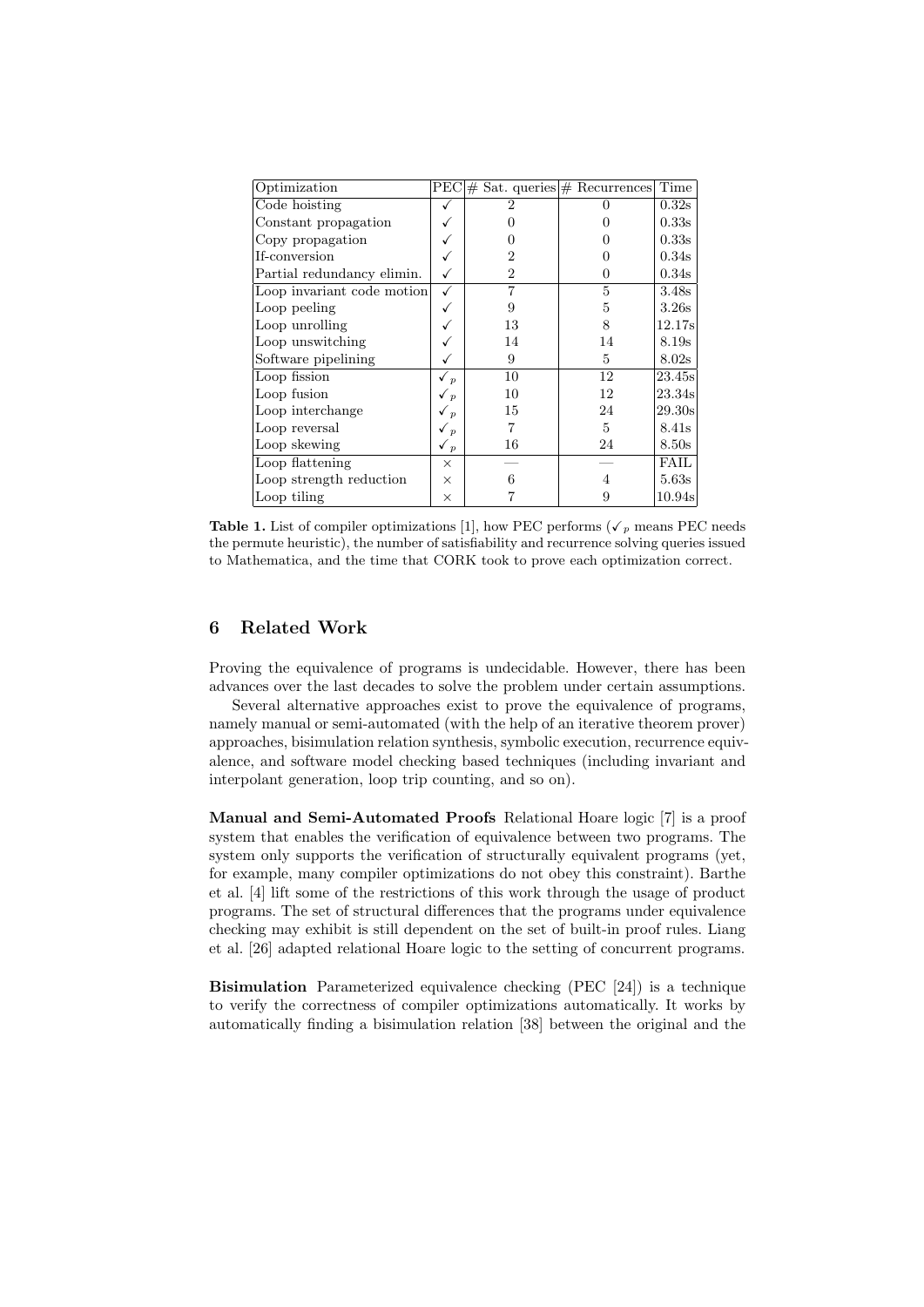| Optimization | PEC | # Sat. queries | # Recurrences | Time |
|---|---|---|---|---|
| Code hoisting | ✓ | 2 | 0 | 0.32s |
| Constant propagation | ✓ | 0 | 0 | 0.33s |
| Copy propagation | ✓ | 0 | 0 | 0.33s |
| If-conversion | ✓ | 2 | 0 | 0.34s |
| Partial redundancy elimin. | ✓ | 2 | 0 | 0.34s |
| Loop invariant code motion | ✓ | 7 | 5 | 3.48s |
| Loop peeling | ✓ | 9 | 5 | 3.26s |
| Loop unrolling | ✓ | 13 | 8 | 12.17s |
| Loop unswitching | ✓ | 14 | 14 | 8.19s |
| Software pipelining | ✓ | 9 | 5 | 8.02s |
| Loop fission | $✓_p$ | 10 | 12 | 23.45s |
| Loop fusion | $✓_p$ | 10 | 12 | 23.34s |
| Loop interchange | $✓_p$ | 15 | 24 | 29.30s |
| Loop reversal | $✓_p$ | 7 | 5 | 8.41s |
| Loop skewing | $✓_p$ | 16 | 24 | 8.50s |
| Loop flattening | × | — | — | FAIL |
| Loop strength reduction | × | 6 | 4 | 5.63s |
| Loop tiling | × | 7 | 9 | 10.94s |

**Table 1.** List of compiler optimizations [1], how PEC performs ($✓_p$ means PEC needs the permute heuristic), the number of satisfiability and recurrence solving queries issued to Mathematica, and the time that CORK took to prove each optimization correct.

## 6 Related Work

Proving the equivalence of programs is undecidable. However, there has been advances over the last decades to solve the problem under certain assumptions.

Several alternative approaches exist to prove the equivalence of programs, namely manual or semi-automated (with the help of an iterative theorem prover) approaches, bisimulation relation synthesis, symbolic execution, recurrence equivalence, and software model checking based techniques (including invariant and interpolant generation, loop trip counting, and so on).

**Manual and Semi-Automated Proofs** Relational Hoare logic [7] is a proof system that enables the verification of equivalence between two programs. The system only supports the verification of structurally equivalent programs (yet, for example, many compiler optimizations do not obey this constraint). Barthe et al. [4] lift some of the restrictions of this work through the usage of product programs. The set of structural differences that the programs under equivalence checking may exhibit is still dependent on the set of built-in proof rules. Liang et al. [26] adapted relational Hoare logic to the setting of concurrent programs.

**Bisimulation** Parameterized equivalence checking (PEC [24]) is a technique to verify the correctness of compiler optimizations automatically. It works by automatically finding a bisimulation relation [38] between the original and the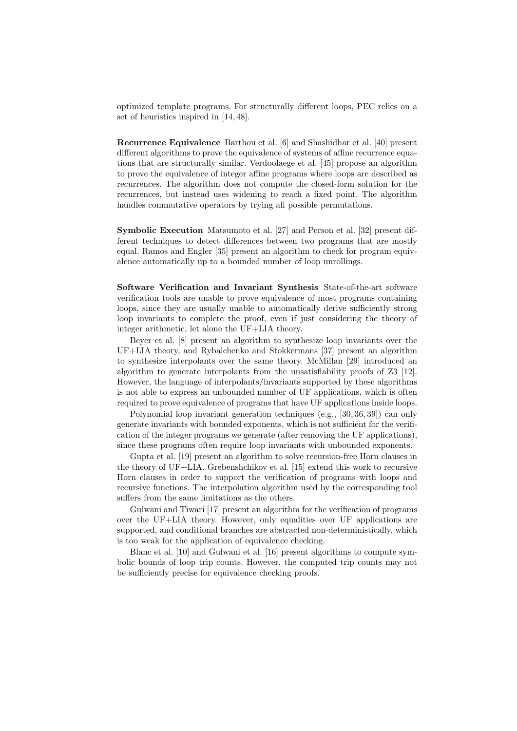optimized template programs. For structurally different loops, PEC relies on a set of heuristics inspired in [14, 48].

**Recurrence Equivalence** Barthou et al. [6] and Shashidhar et al. [40] present different algorithms to prove the equivalence of systems of affine recurrence equations that are structurally similar. Verdoolaege et al. [45] propose an algorithm to prove the equivalence of integer affine programs where loops are described as recurrences. The algorithm does not compute the closed-form solution for the recurrences, but instead uses widening to reach a fixed point. The algorithm handles commutative operators by trying all possible permutations.

**Symbolic Execution** Matsumoto et al. [27] and Person et al. [32] present different techniques to detect differences between two programs that are mostly equal. Ramos and Engler [35] present an algorithm to check for program equivalence automatically up to a bounded number of loop unrollings.

**Software Verification and Invariant Synthesis** State-of-the-art software verification tools are unable to prove equivalence of most programs containing loops, since they are usually unable to automatically derive sufficiently strong loop invariants to complete the proof, even if just considering the theory of integer arithmetic, let alone the UF+LIA theory.

Beyer et al. [8] present an algorithm to synthesize loop invariants over the UF+LIA theory, and Rybalchenko and Stokkermans [37] present an algorithm to synthesize interpolants over the same theory. McMillan [29] introduced an algorithm to generate interpolants from the unsatisfiability proofs of Z3 [12]. However, the language of interpolants/invariants supported by these algorithms is not able to express an unbounded number of UF applications, which is often required to prove equivalence of programs that have UF applications inside loops.

Polynomial loop invariant generation techniques (e.g., [30, 36, 39]) can only generate invariants with bounded exponents, which is not sufficient for the verification of the integer programs we generate (after removing the UF applications), since these programs often require loop invariants with unbounded exponents.

Gupta et al. [19] present an algorithm to solve recursion-free Horn clauses in the theory of UF+LIA. Grebenshchikov et al. [15] extend this work to recursive Horn clauses in order to support the verification of programs with loops and recursive functions. The interpolation algorithm used by the corresponding tool suffers from the same limitations as the others.

Gulwani and Tiwari [17] present an algorithm for the verification of programs over the UF+LIA theory. However, only equalities over UF applications are supported, and conditional branches are abstracted non-deterministically, which is too weak for the application of equivalence checking.

Blanc et al. [10] and Gulwani et al. [16] present algorithms to compute symbolic bounds of loop trip counts. However, the computed trip counts may not be sufficiently precise for equivalence checking proofs.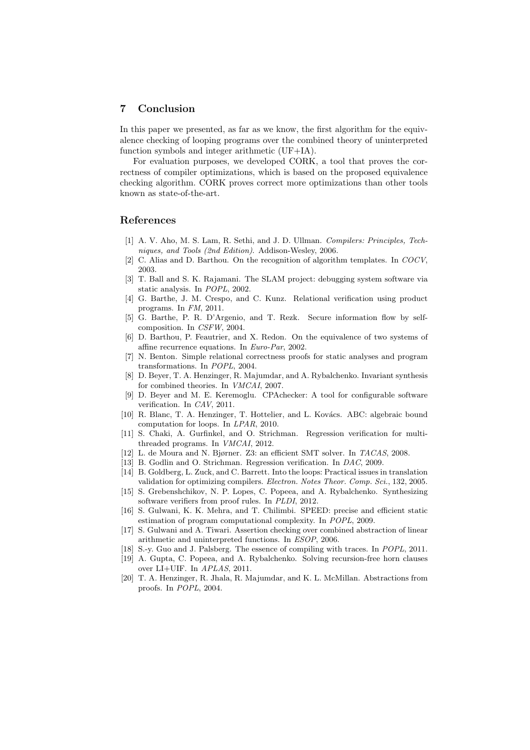## 7 Conclusion

In this paper we presented, as far as we know, the first algorithm for the equivalence checking of looping programs over the combined theory of uninterpreted function symbols and integer arithmetic (UF+IA).

For evaluation purposes, we developed CORK, a tool that proves the correctness of compiler optimizations, which is based on the proposed equivalence checking algorithm. CORK proves correct more optimizations than other tools known as state-of-the-art.

## References

[1] A. V. Aho, M. S. Lam, R. Sethi, and J. D. Ullman. *Compilers: Principles, Techniques, and Tools (2nd Edition)*. Addison-Wesley, 2006.

[2] C. Alias and D. Barthou. On the recognition of algorithm templates. In *COCV*, 2003.

[3] T. Ball and S. K. Rajamani. The SLAM project: debugging system software via static analysis. In *POPL*, 2002.

[4] G. Barthe, J. M. Crespo, and C. Kunz. Relational verification using product programs. In *FM*, 2011.

[5] G. Barthe, P. R. D'Argenio, and T. Rezk. Secure information flow by self-composition. In *CSFW*, 2004.

[6] D. Barthou, P. Feautrier, and X. Redon. On the equivalence of two systems of affine recurrence equations. In *Euro-Par*, 2002.

[7] N. Benton. Simple relational correctness proofs for static analyses and program transformations. In *POPL*, 2004.

[8] D. Beyer, T. A. Henzinger, R. Majumdar, and A. Rybalchenko. Invariant synthesis for combined theories. In *VMCAI*, 2007.

[9] D. Beyer and M. E. Keremoglu. CPAchecker: A tool for configurable software verification. In *CAV*, 2011.

[10] R. Blanc, T. A. Henzinger, T. Hottelier, and L. Kovács. ABC: algebraic bound computation for loops. In *LPAR*, 2010.

[11] S. Chaki, A. Gurfinkel, and O. Strichman. Regression verification for multi-threaded programs. In *VMCAI*, 2012.

[12] L. de Moura and N. Bjørner. Z3: an efficient SMT solver. In *TACAS*, 2008.

[13] B. Godlin and O. Strichman. Regression verification. In *DAC*, 2009.

[14] B. Goldberg, L. Zuck, and C. Barrett. Into the loops: Practical issues in translation validation for optimizing compilers. *Electron. Notes Theor. Comp. Sci.*, 132, 2005.

[15] S. Grebenshchikov, N. P. Lopes, C. Popeea, and A. Rybalchenko. Synthesizing software verifiers from proof rules. In *PLDI*, 2012.

[16] S. Gulwani, K. K. Mehra, and T. Chilimbi. SPEED: precise and efficient static estimation of program computational complexity. In *POPL*, 2009.

[17] S. Gulwani and A. Tiwari. Assertion checking over combined abstraction of linear arithmetic and uninterpreted functions. In *ESOP*, 2006.

[18] S.-y. Guo and J. Palsberg. The essence of compiling with traces. In *POPL*, 2011.

[19] A. Gupta, C. Popeea, and A. Rybalchenko. Solving recursion-free horn clauses over LI+UIF. In *APLAS*, 2011.

[20] T. A. Henzinger, R. Jhala, R. Majumdar, and K. L. McMillan. Abstractions from proofs. In *POPL*, 2004.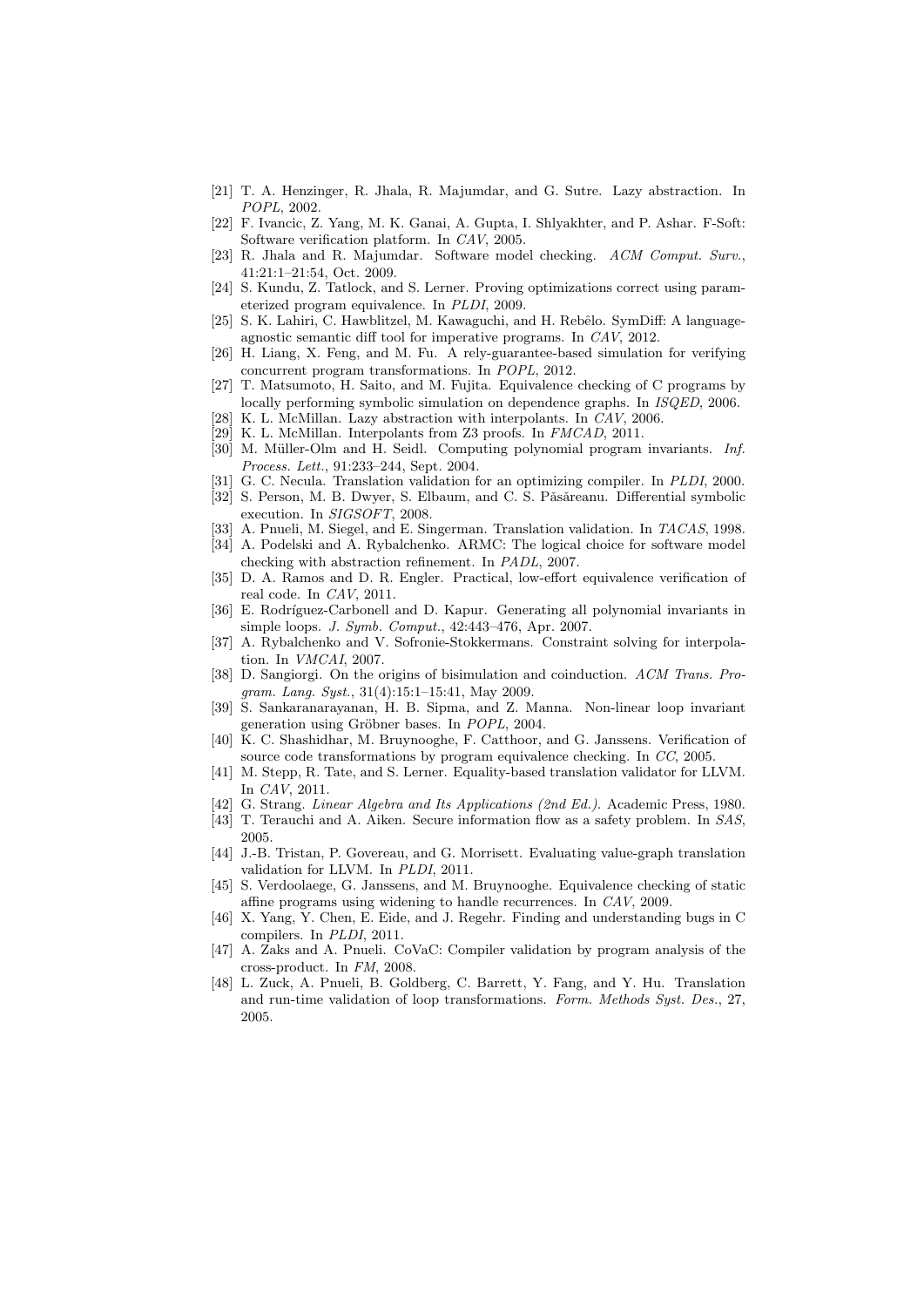[21] T. A. Henzinger, R. Jhala, R. Majumdar, and G. Sutre. Lazy abstraction. In *POPL*, 2002.

[22] F. Ivancic, Z. Yang, M. K. Ganai, A. Gupta, I. Shlyakhter, and P. Ashar. F-Soft: Software verification platform. In *CAV*, 2005.

[23] R. Jhala and R. Majumdar. Software model checking. *ACM Comput. Surv.*, 41:21:1–21:54, Oct. 2009.

[24] S. Kundu, Z. Tatlock, and S. Lerner. Proving optimizations correct using parameterized program equivalence. In *PLDI*, 2009.

[25] S. K. Lahiri, C. Hawblitzel, M. Kawaguchi, and H. Rebêlo. SymDiff: A language-agnostic semantic diff tool for imperative programs. In *CAV*, 2012.

[26] H. Liang, X. Feng, and M. Fu. A rely-guarantee-based simulation for verifying concurrent program transformations. In *POPL*, 2012.

[27] T. Matsumoto, H. Saito, and M. Fujita. Equivalence checking of C programs by locally performing symbolic simulation on dependence graphs. In *ISQED*, 2006.

[28] K. L. McMillan. Lazy abstraction with interpolants. In *CAV*, 2006.

[29] K. L. McMillan. Interpolants from Z3 proofs. In *FMCAD*, 2011.

[30] M. Müller-Olm and H. Seidl. Computing polynomial program invariants. *Inf. Process. Lett.*, 91:233–244, Sept. 2004.

[31] G. C. Necula. Translation validation for an optimizing compiler. In *PLDI*, 2000.

[32] S. Person, M. B. Dwyer, S. Elbaum, and C. S. Păsăreanu. Differential symbolic execution. In *SIGSOFT*, 2008.

[33] A. Pnueli, M. Siegel, and E. Singerman. Translation validation. In *TACAS*, 1998.

[34] A. Podelski and A. Rybalchenko. ARMC: The logical choice for software model checking with abstraction refinement. In *PADL*, 2007.

[35] D. A. Ramos and D. R. Engler. Practical, low-effort equivalence verification of real code. In *CAV*, 2011.

[36] E. Rodríguez-Carbonell and D. Kapur. Generating all polynomial invariants in simple loops. *J. Symb. Comput.*, 42:443–476, Apr. 2007.

[37] A. Rybalchenko and V. Sofronie-Stokkermans. Constraint solving for interpolation. In *VMCAI*, 2007.

[38] D. Sangiorgi. On the origins of bisimulation and coinduction. *ACM Trans. Program. Lang. Syst.*, 31(4):15:1–15:41, May 2009.

[39] S. Sankaranarayanan, H. B. Sipma, and Z. Manna. Non-linear loop invariant generation using Gröbner bases. In *POPL*, 2004.

[40] K. C. Shashidhar, M. Bruynooghe, F. Catthoor, and G. Janssens. Verification of source code transformations by program equivalence checking. In *CC*, 2005.

[41] M. Stepp, R. Tate, and S. Lerner. Equality-based translation validator for LLVM. In *CAV*, 2011.

[42] G. Strang. *Linear Algebra and Its Applications (2nd Ed.)*. Academic Press, 1980.

[43] T. Terauchi and A. Aiken. Secure information flow as a safety problem. In *SAS*, 2005.

[44] J.-B. Tristan, P. Govereau, and G. Morrisett. Evaluating value-graph translation validation for LLVM. In *PLDI*, 2011.

[45] S. Verdoolaege, G. Janssens, and M. Bruynooghe. Equivalence checking of static affine programs using widening to handle recurrences. In *CAV*, 2009.

[46] X. Yang, Y. Chen, E. Eide, and J. Regehr. Finding and understanding bugs in C compilers. In *PLDI*, 2011.

[47] A. Zaks and A. Pnueli. CoVaC: Compiler validation by program analysis of the cross-product. In *FM*, 2008.

[48] L. Zuck, A. Pnueli, B. Goldberg, C. Barrett, Y. Fang, and Y. Hu. Translation and run-time validation of loop transformations. *Form. Methods Syst. Des.*, 27, 2005.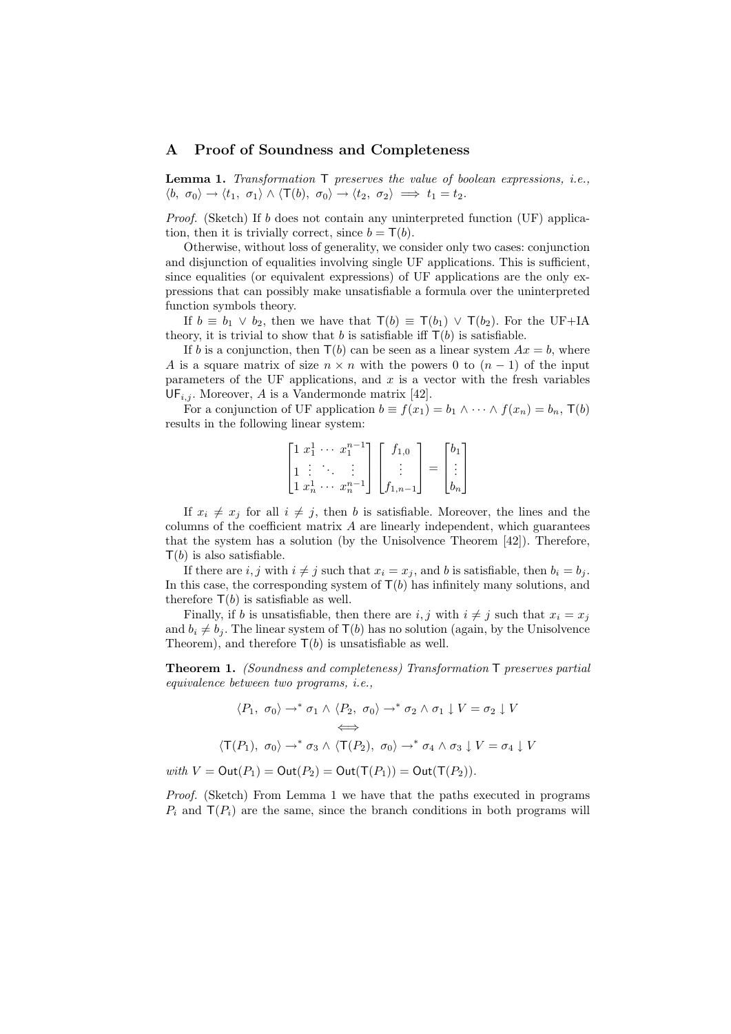## A Proof of Soundness and Completeness

**Lemma 1.** *Transformation* $\mathsf{T}$ *preserves the value of boolean expressions, i.e.,* $\langle b,\ \sigma_0\rangle \rightarrow \langle t_1,\ \sigma_1\rangle \wedge \langle \mathsf{T}(b),\ \sigma_0\rangle \rightarrow \langle t_2,\ \sigma_2\rangle \implies t_1 = t_2$.

*Proof.* (Sketch) If $b$ does not contain any uninterpreted function (UF) application, then it is trivially correct, since $b = \mathsf{T}(b)$.

Otherwise, without loss of generality, we consider only two cases: conjunction and disjunction of equalities involving single UF applications. This is sufficient, since equalities (or equivalent expressions) of UF applications are the only expressions that can possibly make unsatisfiable a formula over the uninterpreted function symbols theory.

If $b \equiv b_1 \vee b_2$, then we have that $\mathsf{T}(b) \equiv \mathsf{T}(b_1) \vee \mathsf{T}(b_2)$. For the UF+IA theory, it is trivial to show that $b$ is satisfiable iff $\mathsf{T}(b)$ is satisfiable.

If $b$ is a conjunction, then $\mathsf{T}(b)$ can be seen as a linear system $Ax = b$, where $A$ is a square matrix of size $n \times n$ with the powers 0 to $(n-1)$ of the input parameters of the UF applications, and $x$ is a vector with the fresh variables $\mathsf{UF}_{i,j}$. Moreover, $A$ is a Vandermonde matrix [42].

For a conjunction of UF application $b \equiv f(x_1) = b_1 \wedge \cdots \wedge f(x_n) = b_n$, $\mathsf{T}(b)$ results in the following linear system:

$$\begin{bmatrix} 1 & x_1^1 & \cdots & x_1^{n-1} \\ 1 & \vdots & \ddots & \vdots \\ 1 & x_n^1 & \cdots & x_n^{n-1} \end{bmatrix} \begin{bmatrix} f_{1,0} \\ \vdots \\ f_{1,n-1} \end{bmatrix} = \begin{bmatrix} b_1 \\ \vdots \\ b_n \end{bmatrix}$$

If $x_i \neq x_j$ for all $i \neq j$, then $b$ is satisfiable. Moreover, the lines and the columns of the coefficient matrix $A$ are linearly independent, which guarantees that the system has a solution (by the Unisolvence Theorem [42]). Therefore, $\mathsf{T}(b)$ is also satisfiable.

If there are $i, j$ with $i \neq j$ such that $x_i = x_j$, and $b$ is satisfiable, then $b_i = b_j$. In this case, the corresponding system of $\mathsf{T}(b)$ has infinitely many solutions, and therefore $\mathsf{T}(b)$ is satisfiable as well.

Finally, if $b$ is unsatisfiable, then there are $i, j$ with $i \neq j$ such that $x_i = x_j$ and $b_i \neq b_j$. The linear system of $\mathsf{T}(b)$ has no solution (again, by the Unisolvence Theorem), and therefore $\mathsf{T}(b)$ is unsatisfiable as well.

**Theorem 1.** *(Soundness and completeness) Transformation* $\mathsf{T}$ *preserves partial equivalence between two programs, i.e.,*

$$\langle P_1,\ \sigma_0\rangle \rightarrow^* \sigma_1 \wedge \langle P_2,\ \sigma_0\rangle \rightarrow^* \sigma_2 \wedge \sigma_1 \downarrow V = \sigma_2 \downarrow V$$
$$\Longleftrightarrow$$
$$\langle \mathsf{T}(P_1),\ \sigma_0\rangle \rightarrow^* \sigma_3 \wedge \langle \mathsf{T}(P_2),\ \sigma_0\rangle \rightarrow^* \sigma_4 \wedge \sigma_3 \downarrow V = \sigma_4 \downarrow V$$

*with* $V = \mathsf{Out}(P_1) = \mathsf{Out}(P_2) = \mathsf{Out}(\mathsf{T}(P_1)) = \mathsf{Out}(\mathsf{T}(P_2))$.

*Proof.* (Sketch) From Lemma 1 we have that the paths executed in programs $P_i$ and $\mathsf{T}(P_i)$ are the same, since the branch conditions in both programs will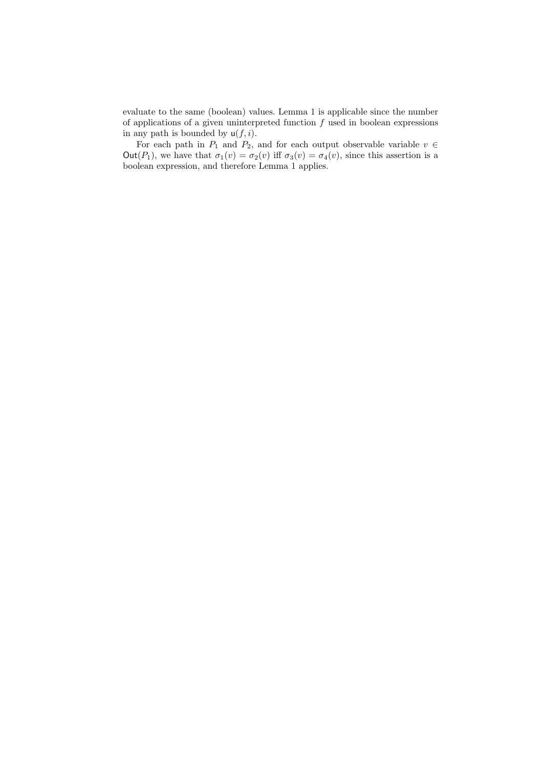evaluate to the same (boolean) values. Lemma 1 is applicable since the number of applications of a given uninterpreted function $f$ used in boolean expressions in any path is bounded by $\mathsf{u}(f, i)$.

For each path in $P_1$ and $P_2$, and for each output observable variable $v \in \mathsf{Out}(P_1)$, we have that $\sigma_1(v) = \sigma_2(v)$ iff $\sigma_3(v) = \sigma_4(v)$, since this assertion is a boolean expression, and therefore Lemma 1 applies.